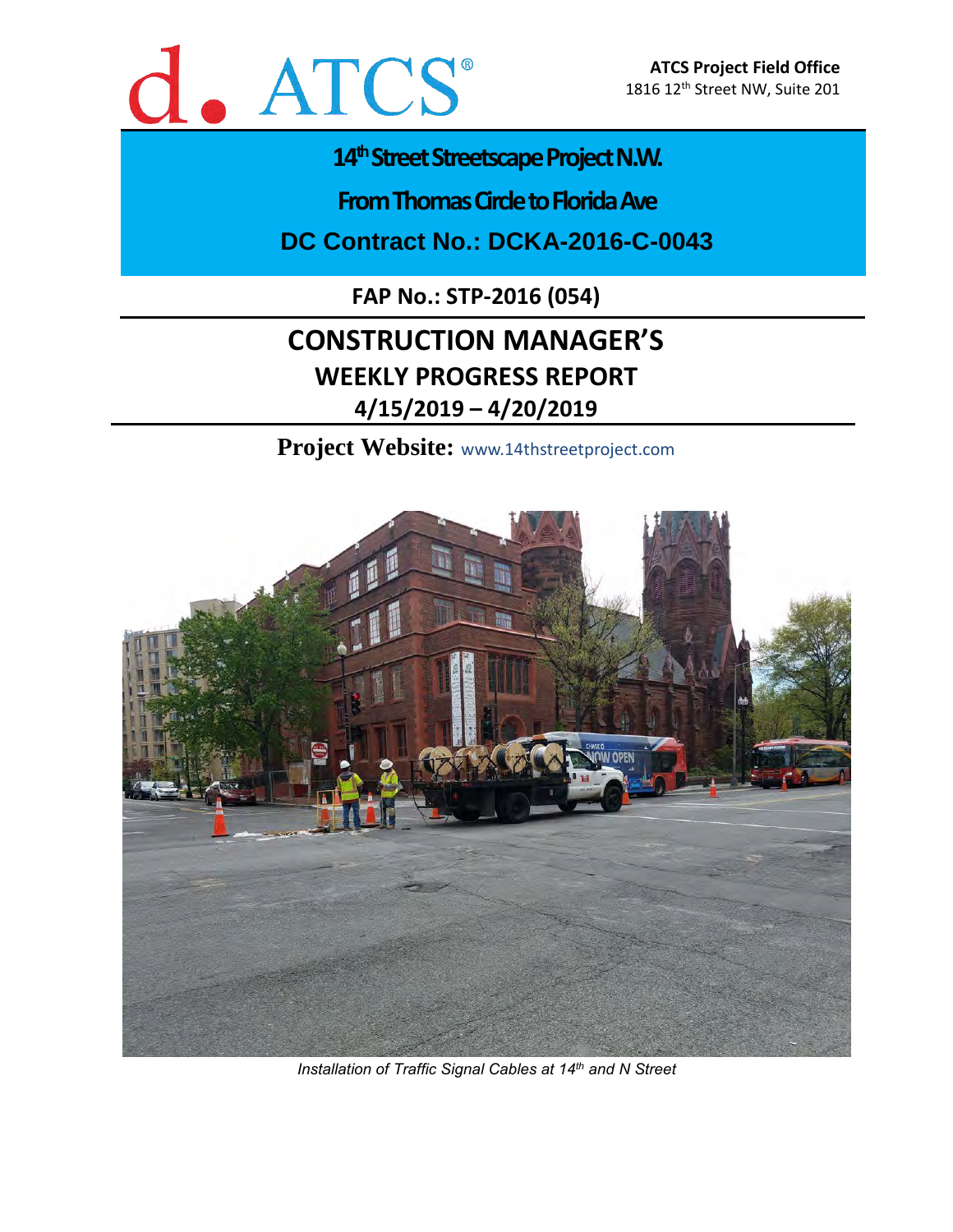d. ATCS®

**ATCS Project Field Office**
1816 12th Street NW, Suite 201

# 14th Street Streetscape Project N.W.

## From Thomas Circle to Florida Ave

## DC Contract No.: DCKA-2016-C-0043

**FAP No.: STP-2016 (054)**

# CONSTRUCTION MANAGER'S

## WEEKLY PROGRESS REPORT

## 4/15/2019 – 4/20/2019

**Project Website:** www.14thstreetproject.com

*Installation of Traffic Signal Cables at 14th and N Street*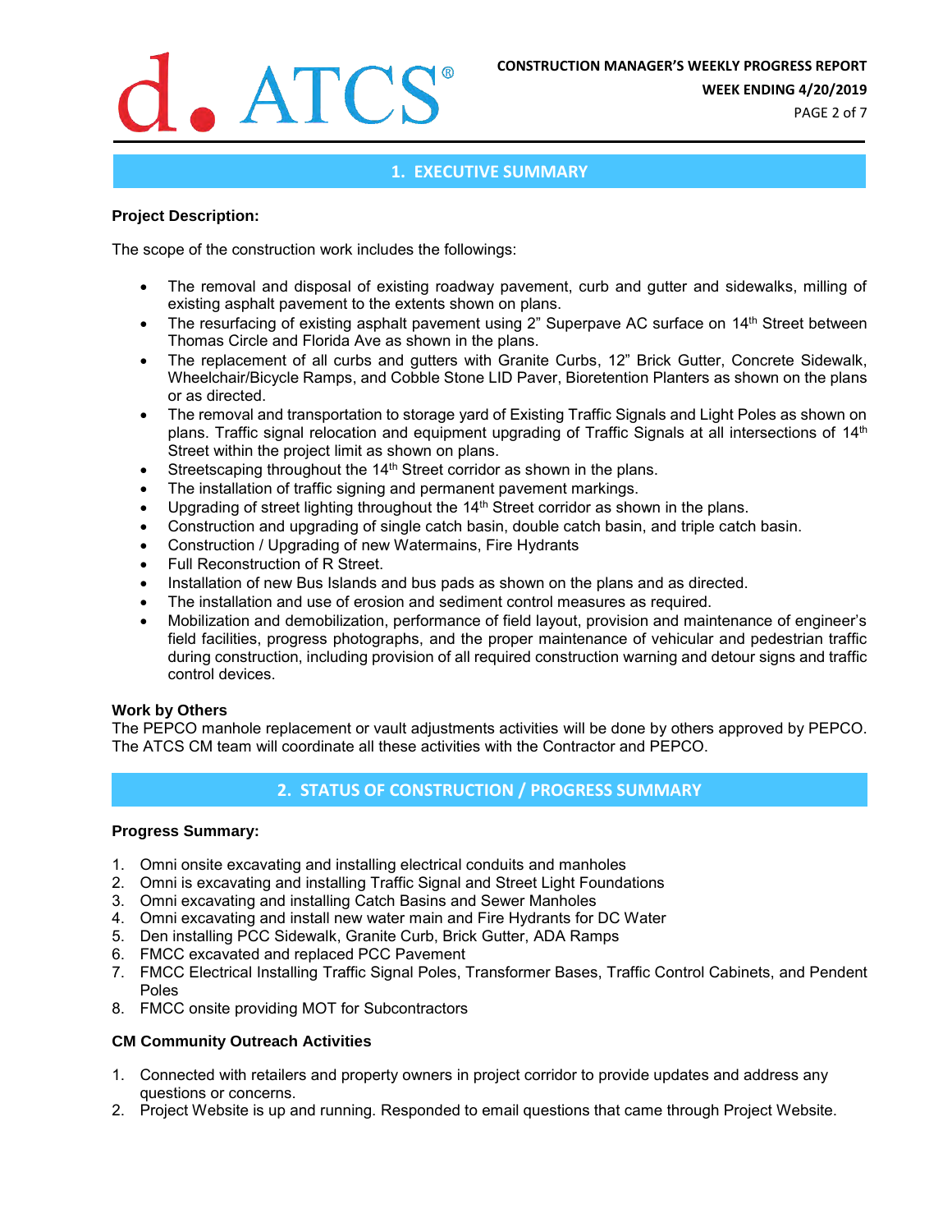## 1. EXECUTIVE SUMMARY

**Project Description:**

The scope of the construction work includes the followings:

- The removal and disposal of existing roadway pavement, curb and gutter and sidewalks, milling of existing asphalt pavement to the extents shown on plans.
- The resurfacing of existing asphalt pavement using 2" Superpave AC surface on 14th Street between Thomas Circle and Florida Ave as shown in the plans.
- The replacement of all curbs and gutters with Granite Curbs, 12" Brick Gutter, Concrete Sidewalk, Wheelchair/Bicycle Ramps, and Cobble Stone LID Paver, Bioretention Planters as shown on the plans or as directed.
- The removal and transportation to storage yard of Existing Traffic Signals and Light Poles as shown on plans. Traffic signal relocation and equipment upgrading of Traffic Signals at all intersections of 14th Street within the project limit as shown on plans.
- Streetscaping throughout the 14th Street corridor as shown in the plans.
- The installation of traffic signing and permanent pavement markings.
- Upgrading of street lighting throughout the 14th Street corridor as shown in the plans.
- Construction and upgrading of single catch basin, double catch basin, and triple catch basin.
- Construction / Upgrading of new Watermains, Fire Hydrants
- Full Reconstruction of R Street.
- Installation of new Bus Islands and bus pads as shown on the plans and as directed.
- The installation and use of erosion and sediment control measures as required.
- Mobilization and demobilization, performance of field layout, provision and maintenance of engineer's field facilities, progress photographs, and the proper maintenance of vehicular and pedestrian traffic during construction, including provision of all required construction warning and detour signs and traffic control devices.

**Work by Others**

The PEPCO manhole replacement or vault adjustments activities will be done by others approved by PEPCO. The ATCS CM team will coordinate all these activities with the Contractor and PEPCO.

## 2. STATUS OF CONSTRUCTION / PROGRESS SUMMARY

**Progress Summary:**

1. Omni onsite excavating and installing electrical conduits and manholes
2. Omni is excavating and installing Traffic Signal and Street Light Foundations
3. Omni excavating and installing Catch Basins and Sewer Manholes
4. Omni excavating and install new water main and Fire Hydrants for DC Water
5. Den installing PCC Sidewalk, Granite Curb, Brick Gutter, ADA Ramps
6. FMCC excavated and replaced PCC Pavement
7. FMCC Electrical Installing Traffic Signal Poles, Transformer Bases, Traffic Control Cabinets, and Pendent Poles
8. FMCC onsite providing MOT for Subcontractors

**CM Community Outreach Activities**

1. Connected with retailers and property owners in project corridor to provide updates and address any questions or concerns.
2. Project Website is up and running. Responded to email questions that came through Project Website.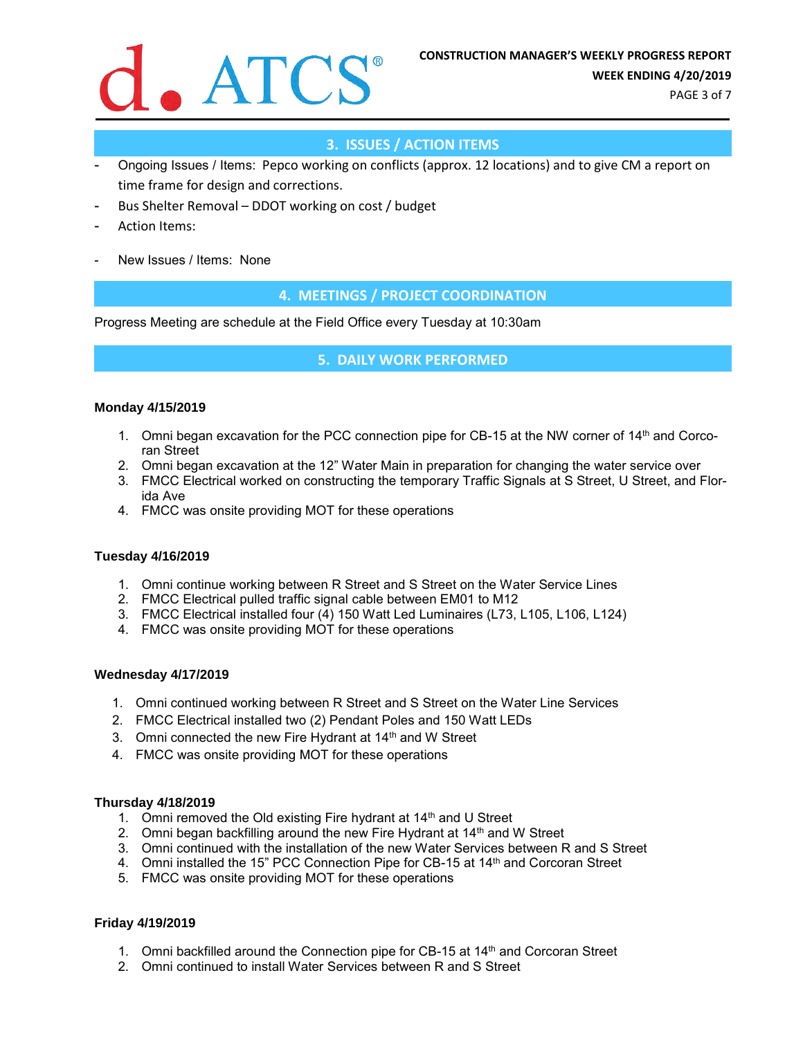## 3. ISSUES / ACTION ITEMS

- Ongoing Issues / Items: Pepco working on conflicts (approx. 12 locations) and to give CM a report on time frame for design and corrections.
- Bus Shelter Removal – DDOT working on cost / budget
- Action Items:

- New Issues / Items: None

## 4. MEETINGS / PROJECT COORDINATION

Progress Meeting are schedule at the Field Office every Tuesday at 10:30am

## 5. DAILY WORK PERFORMED

**Monday 4/15/2019**

1. Omni began excavation for the PCC connection pipe for CB-15 at the NW corner of 14th and Corcoran Street
2. Omni began excavation at the 12" Water Main in preparation for changing the water service over
3. FMCC Electrical worked on constructing the temporary Traffic Signals at S Street, U Street, and Florida Ave
4. FMCC was onsite providing MOT for these operations

**Tuesday 4/16/2019**

1. Omni continue working between R Street and S Street on the Water Service Lines
2. FMCC Electrical pulled traffic signal cable between EM01 to M12
3. FMCC Electrical installed four (4) 150 Watt Led Luminaires (L73, L105, L106, L124)
4. FMCC was onsite providing MOT for these operations

**Wednesday 4/17/2019**

1. Omni continued working between R Street and S Street on the Water Line Services
2. FMCC Electrical installed two (2) Pendant Poles and 150 Watt LEDs
3. Omni connected the new Fire Hydrant at 14th and W Street
4. FMCC was onsite providing MOT for these operations

**Thursday 4/18/2019**

1. Omni removed the Old existing Fire hydrant at 14th and U Street
2. Omni began backfilling around the new Fire Hydrant at 14th and W Street
3. Omni continued with the installation of the new Water Services between R and S Street
4. Omni installed the 15" PCC Connection Pipe for CB-15 at 14th and Corcoran Street
5. FMCC was onsite providing MOT for these operations

**Friday 4/19/2019**

1. Omni backfilled around the Connection pipe for CB-15 at 14th and Corcoran Street
2. Omni continued to install Water Services between R and S Street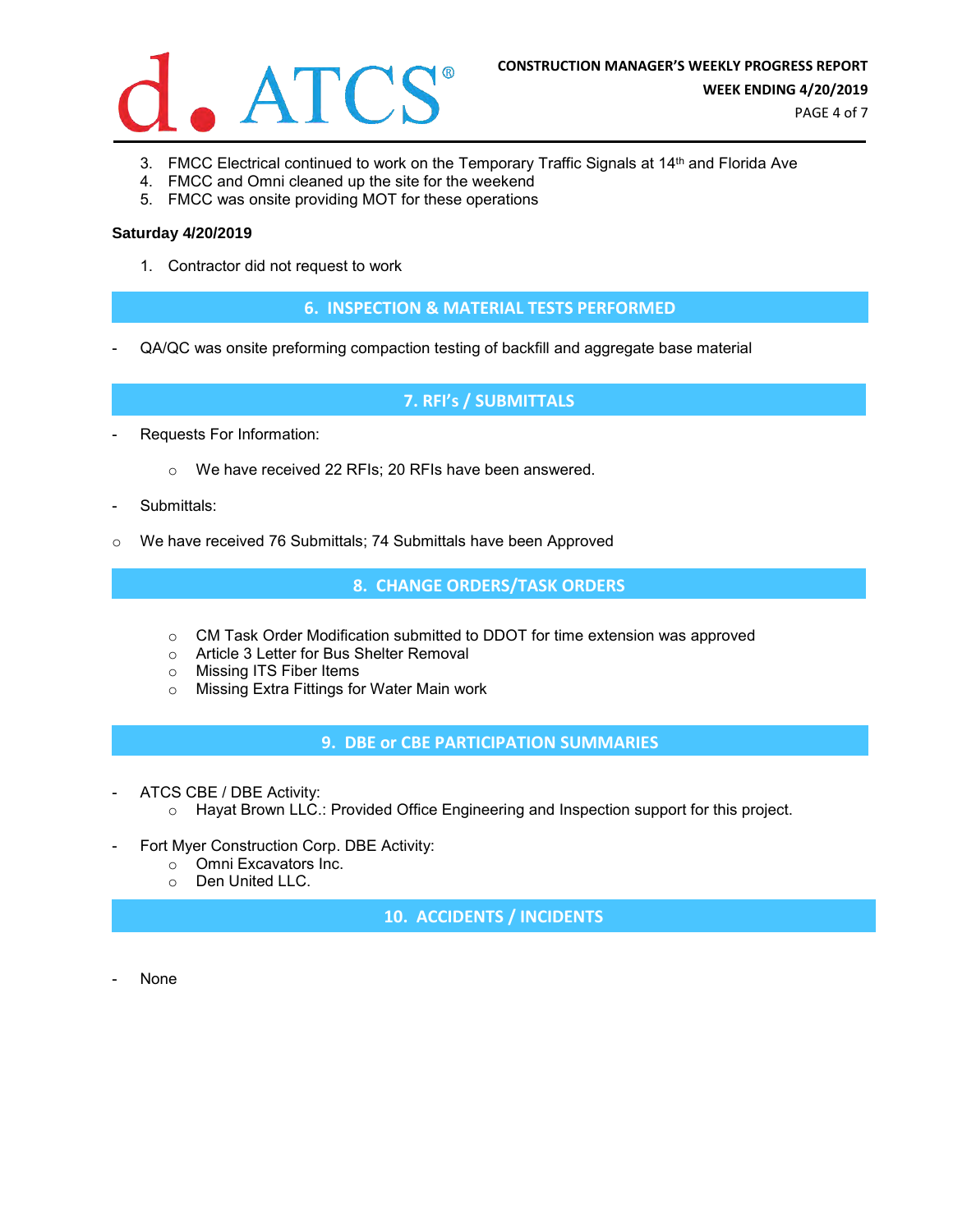3. FMCC Electrical continued to work on the Temporary Traffic Signals at 14th and Florida Ave
4. FMCC and Omni cleaned up the site for the weekend
5. FMCC was onsite providing MOT for these operations

**Saturday 4/20/2019**

1. Contractor did not request to work

## 6. INSPECTION & MATERIAL TESTS PERFORMED

- QA/QC was onsite preforming compaction testing of backfill and aggregate base material

## 7. RFI's / SUBMITTALS

- Requests For Information:
  - We have received 22 RFIs; 20 RFIs have been answered.
- Submittals:
  - We have received 76 Submittals; 74 Submittals have been Approved

## 8. CHANGE ORDERS/TASK ORDERS

- CM Task Order Modification submitted to DDOT for time extension was approved
- Article 3 Letter for Bus Shelter Removal
- Missing ITS Fiber Items
- Missing Extra Fittings for Water Main work

## 9. DBE or CBE PARTICIPATION SUMMARIES

- ATCS CBE / DBE Activity:
  - Hayat Brown LLC.: Provided Office Engineering and Inspection support for this project.
- Fort Myer Construction Corp. DBE Activity:
  - Omni Excavators Inc.
  - Den United LLC.

## 10. ACCIDENTS / INCIDENTS

- None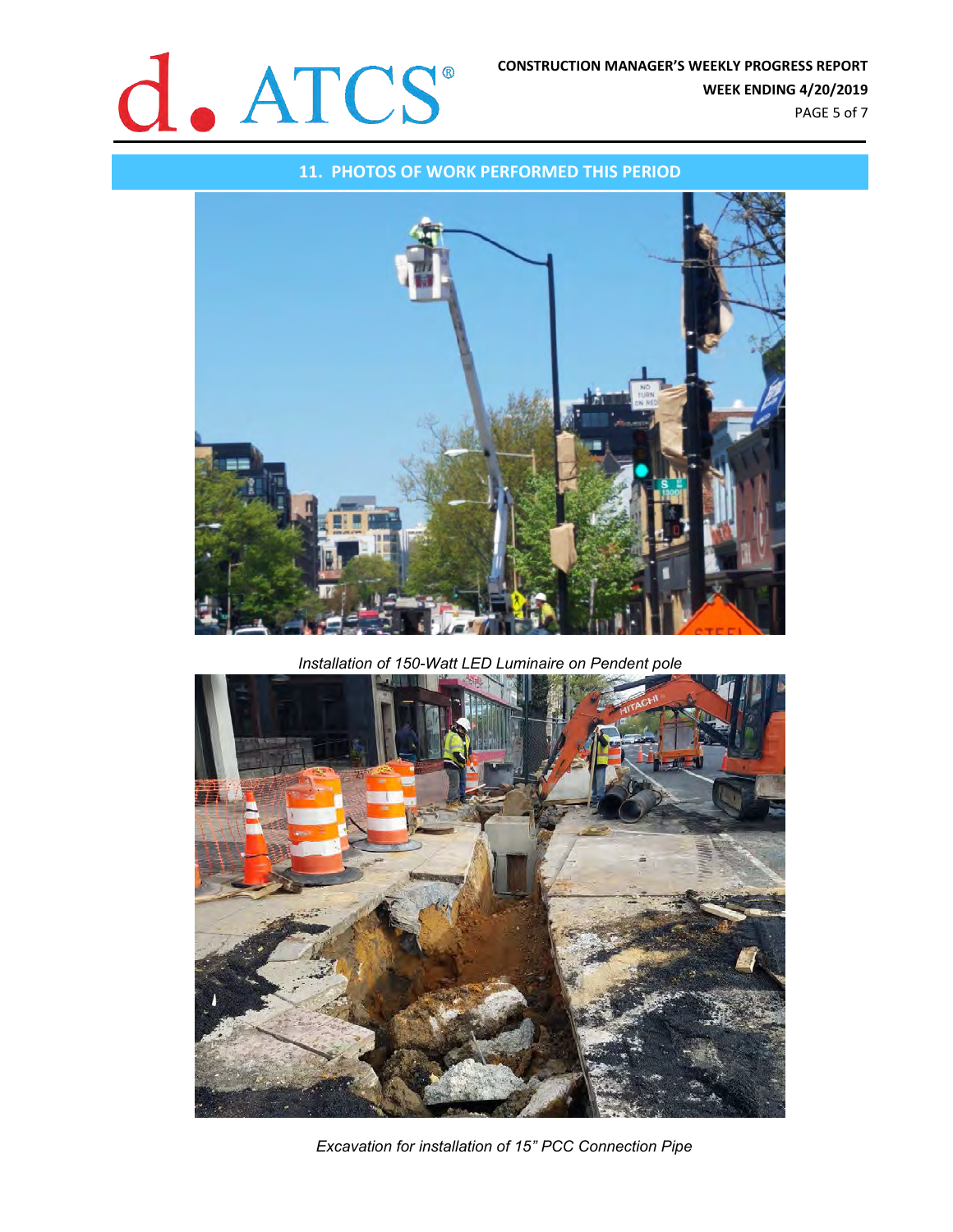## 11. PHOTOS OF WORK PERFORMED THIS PERIOD

*Installation of 150-Watt LED Luminaire on Pendent pole*

*Excavation for installation of 15" PCC Connection Pipe*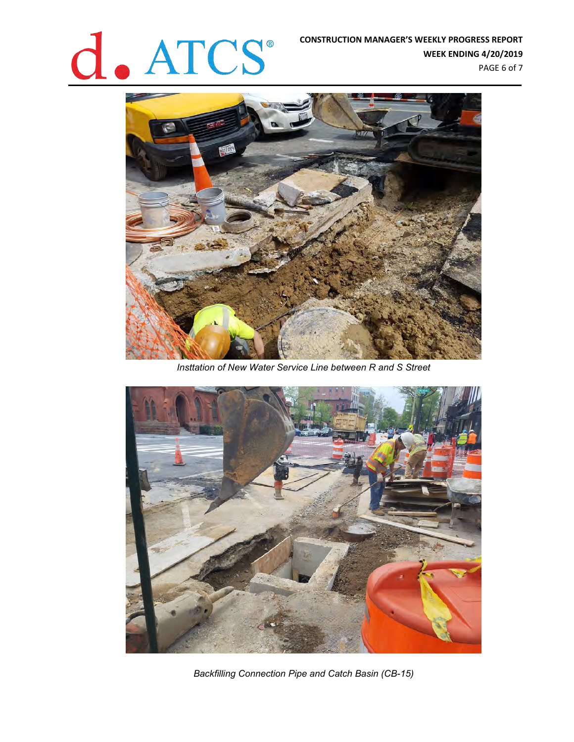*Insttation of New Water Service Line between R and S Street*

*Backfilling Connection Pipe and Catch Basin (CB-15)*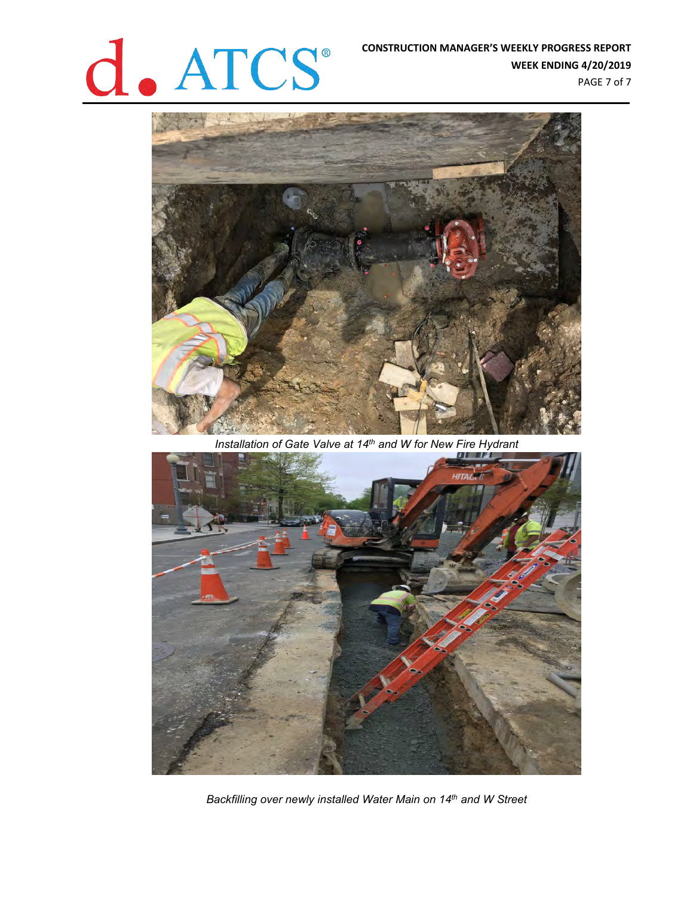*Installation of Gate Valve at 14th and W for New Fire Hydrant*

*Backfilling over newly installed Water Main on 14th and W Street*